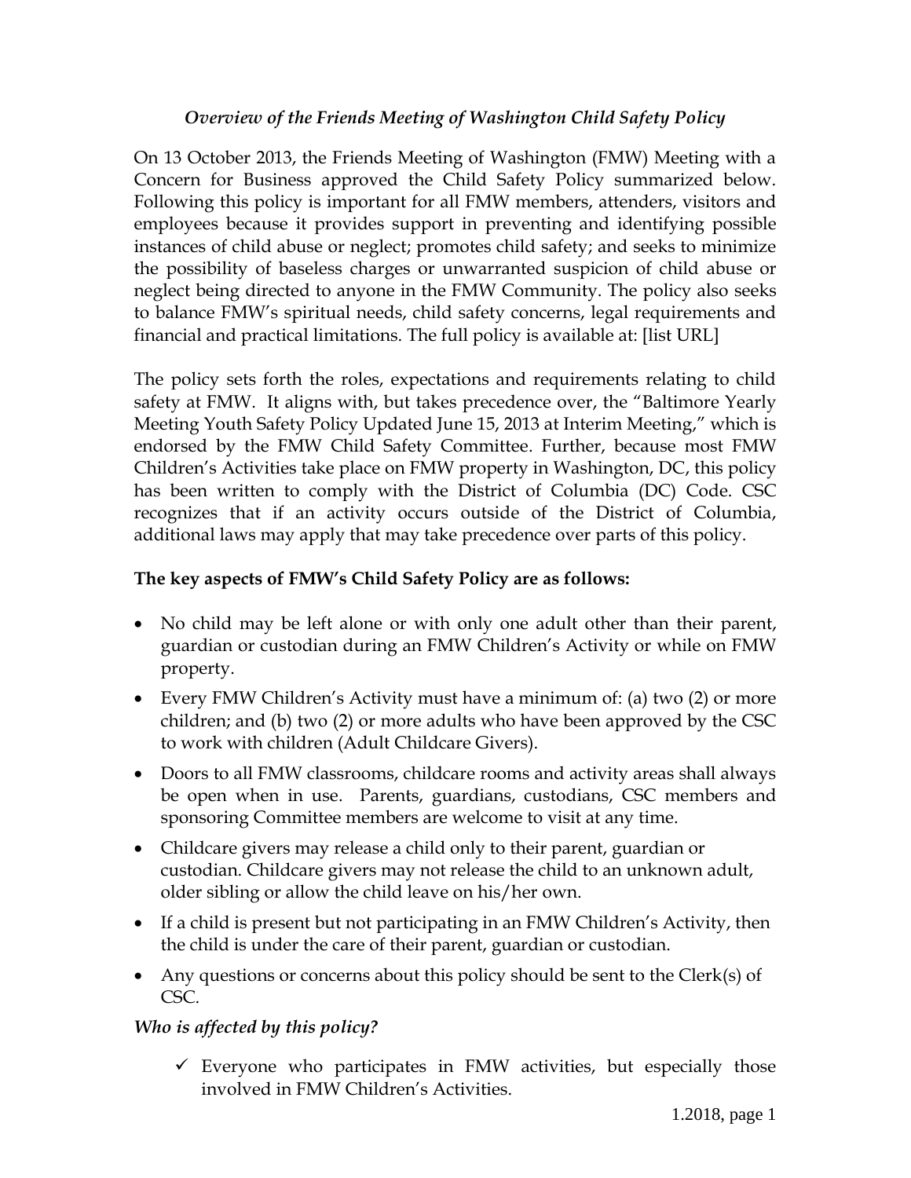*Overview of the Friends Meeting of Washington Child Safety Policy*

On 13 October 2013, the Friends Meeting of Washington (FMW) Meeting with a Concern for Business approved the Child Safety Policy summarized below. Following this policy is important for all FMW members, attenders, visitors and employees because it provides support in preventing and identifying possible instances of child abuse or neglect; promotes child safety; and seeks to minimize the possibility of baseless charges or unwarranted suspicion of child abuse or neglect being directed to anyone in the FMW Community. The policy also seeks to balance FMW's spiritual needs, child safety concerns, legal requirements and financial and practical limitations. The full policy is available at: [list URL]

The policy sets forth the roles, expectations and requirements relating to child safety at FMW. It aligns with, but takes precedence over, the "Baltimore Yearly Meeting Youth Safety Policy Updated June 15, 2013 at Interim Meeting," which is endorsed by the FMW Child Safety Committee. Further, because most FMW Children's Activities take place on FMW property in Washington, DC, this policy has been written to comply with the District of Columbia (DC) Code. CSC recognizes that if an activity occurs outside of the District of Columbia, additional laws may apply that may take precedence over parts of this policy.

**The key aspects of FMW's Child Safety Policy are as follows:**

- No child may be left alone or with only one adult other than their parent, guardian or custodian during an FMW Children's Activity or while on FMW property.
- Every FMW Children's Activity must have a minimum of: (a) two (2) or more children; and (b) two (2) or more adults who have been approved by the CSC to work with children (Adult Childcare Givers).
- Doors to all FMW classrooms, childcare rooms and activity areas shall always be open when in use. Parents, guardians, custodians, CSC members and sponsoring Committee members are welcome to visit at any time.
- Childcare givers may release a child only to their parent, guardian or custodian. Childcare givers may not release the child to an unknown adult, older sibling or allow the child leave on his/her own.
- If a child is present but not participating in an FMW Children's Activity, then the child is under the care of their parent, guardian or custodian.
- Any questions or concerns about this policy should be sent to the Clerk(s) of CSC.

***Who is affected by this policy?***

- ✓ Everyone who participates in FMW activities, but especially those involved in FMW Children's Activities.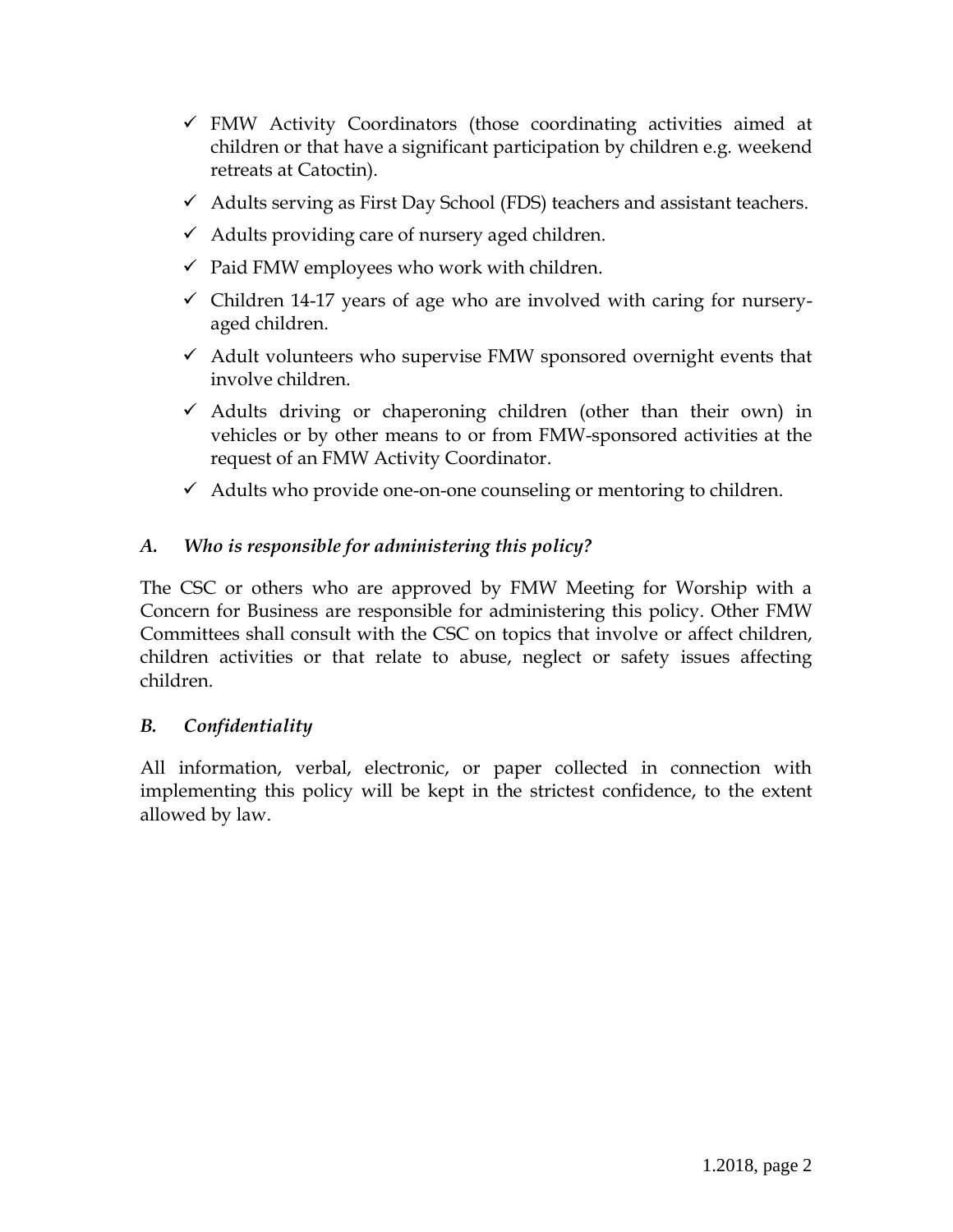- ✓ FMW Activity Coordinators (those coordinating activities aimed at children or that have a significant participation by children e.g. weekend retreats at Catoctin).
- ✓ Adults serving as First Day School (FDS) teachers and assistant teachers.
- ✓ Adults providing care of nursery aged children.
- ✓ Paid FMW employees who work with children.
- ✓ Children 14-17 years of age who are involved with caring for nursery-aged children.
- ✓ Adult volunteers who supervise FMW sponsored overnight events that involve children.
- ✓ Adults driving or chaperoning children (other than their own) in vehicles or by other means to or from FMW-sponsored activities at the request of an FMW Activity Coordinator.
- ✓ Adults who provide one-on-one counseling or mentoring to children.

### *A. Who is responsible for administering this policy?*

The CSC or others who are approved by FMW Meeting for Worship with a Concern for Business are responsible for administering this policy. Other FMW Committees shall consult with the CSC on topics that involve or affect children, children activities or that relate to abuse, neglect or safety issues affecting children.

### *B. Confidentiality*

All information, verbal, electronic, or paper collected in connection with implementing this policy will be kept in the strictest confidence, to the extent allowed by law.